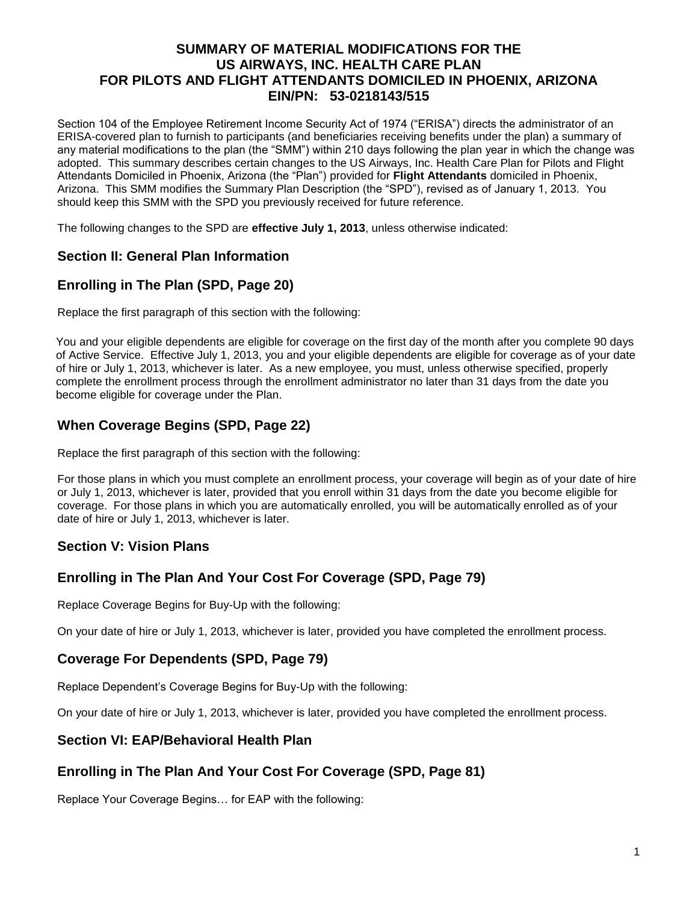# SUMMARY OF MATERIAL MODIFICATIONS FOR THE US AIRWAYS, INC. HEALTH CARE PLAN FOR PILOTS AND FLIGHT ATTENDANTS DOMICILED IN PHOENIX, ARIZONA EIN/PN: 53-0218143/515

Section 104 of the Employee Retirement Income Security Act of 1974 ("ERISA") directs the administrator of an ERISA-covered plan to furnish to participants (and beneficiaries receiving benefits under the plan) a summary of any material modifications to the plan (the "SMM") within 210 days following the plan year in which the change was adopted. This summary describes certain changes to the US Airways, Inc. Health Care Plan for Pilots and Flight Attendants Domiciled in Phoenix, Arizona (the "Plan") provided for **Flight Attendants** domiciled in Phoenix, Arizona. This SMM modifies the Summary Plan Description (the "SPD"), revised as of January 1, 2013. You should keep this SMM with the SPD you previously received for future reference.

The following changes to the SPD are **effective July 1, 2013**, unless otherwise indicated:

## Section II: General Plan Information

## Enrolling in The Plan (SPD, Page 20)

Replace the first paragraph of this section with the following:

You and your eligible dependents are eligible for coverage on the first day of the month after you complete 90 days of Active Service. Effective July 1, 2013, you and your eligible dependents are eligible for coverage as of your date of hire or July 1, 2013, whichever is later. As a new employee, you must, unless otherwise specified, properly complete the enrollment process through the enrollment administrator no later than 31 days from the date you become eligible for coverage under the Plan.

## When Coverage Begins (SPD, Page 22)

Replace the first paragraph of this section with the following:

For those plans in which you must complete an enrollment process, your coverage will begin as of your date of hire or July 1, 2013, whichever is later, provided that you enroll within 31 days from the date you become eligible for coverage. For those plans in which you are automatically enrolled, you will be automatically enrolled as of your date of hire or July 1, 2013, whichever is later.

## Section V: Vision Plans

## Enrolling in The Plan And Your Cost For Coverage (SPD, Page 79)

Replace Coverage Begins for Buy-Up with the following:

On your date of hire or July 1, 2013, whichever is later, provided you have completed the enrollment process.

## Coverage For Dependents (SPD, Page 79)

Replace Dependent's Coverage Begins for Buy-Up with the following:

On your date of hire or July 1, 2013, whichever is later, provided you have completed the enrollment process.

## Section VI: EAP/Behavioral Health Plan

## Enrolling in The Plan And Your Cost For Coverage (SPD, Page 81)

Replace Your Coverage Begins… for EAP with the following: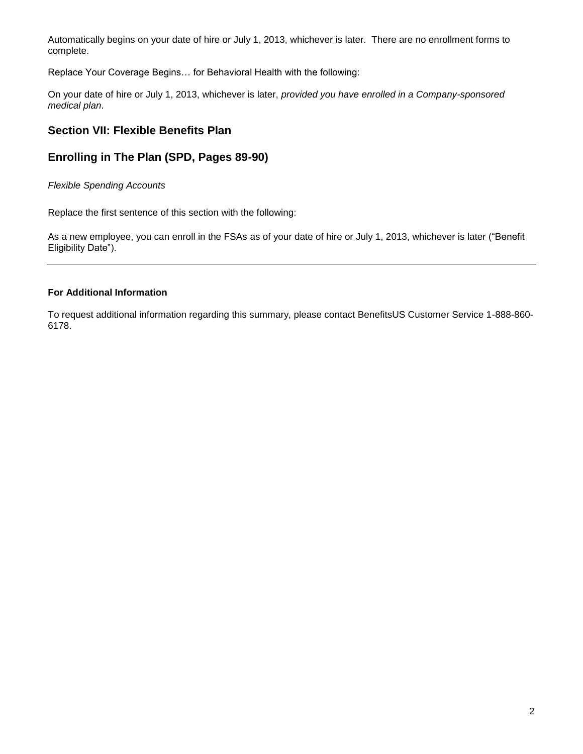Automatically begins on your date of hire or July 1, 2013, whichever is later. There are no enrollment forms to complete.

Replace Your Coverage Begins… for Behavioral Health with the following:

On your date of hire or July 1, 2013, whichever is later, *provided you have enrolled in a Company-sponsored medical plan*.

## Section VII: Flexible Benefits Plan

## Enrolling in The Plan (SPD, Pages 89-90)

*Flexible Spending Accounts*

Replace the first sentence of this section with the following:

As a new employee, you can enroll in the FSAs as of your date of hire or July 1, 2013, whichever is later ("Benefit Eligibility Date").

---

**For Additional Information**

To request additional information regarding this summary, please contact BenefitsUS Customer Service 1-888-860-6178.